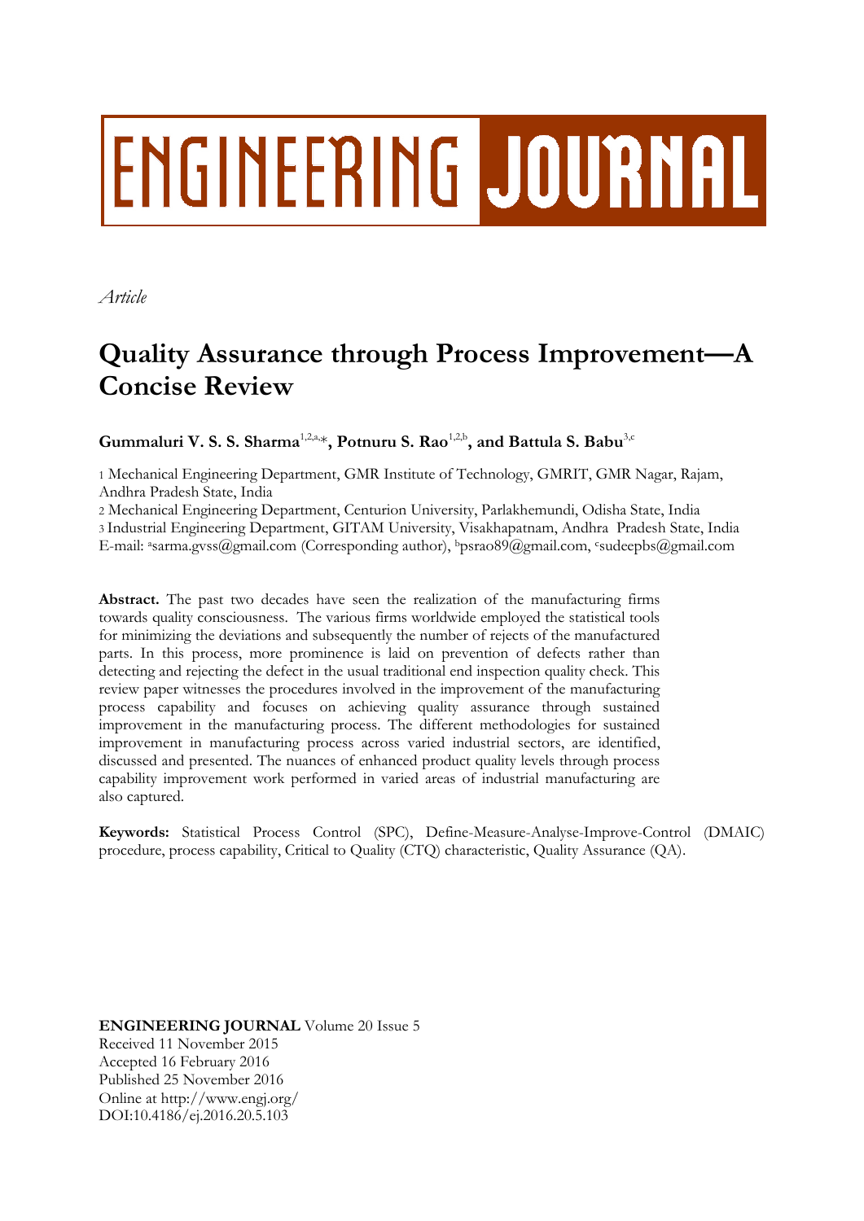ENGINEERING JOURNAL

*Article*

# Quality Assurance through Process Improvement—A Concise Review

**Gummaluri V. S. S. Sharma**[1,2,a,*], **Potnuru S. Rao**[1,2,b], **and Battula S. Babu**[3,c]

1 Mechanical Engineering Department, GMR Institute of Technology, GMRIT, GMR Nagar, Rajam, Andhra Pradesh State, India

2 Mechanical Engineering Department, Centurion University, Parlakhemundi, Odisha State, India

3 Industrial Engineering Department, GITAM University, Visakhapatnam, Andhra Pradesh State, India

E-mail: [a]sarma.gvss@gmail.com (Corresponding author), [b]psrao89@gmail.com, [c]sudeepbs@gmail.com

**Abstract.** The past two decades have seen the realization of the manufacturing firms towards quality consciousness. The various firms worldwide employed the statistical tools for minimizing the deviations and subsequently the number of rejects of the manufactured parts. In this process, more prominence is laid on prevention of defects rather than detecting and rejecting the defect in the usual traditional end inspection quality check. This review paper witnesses the procedures involved in the improvement of the manufacturing process capability and focuses on achieving quality assurance through sustained improvement in the manufacturing process. The different methodologies for sustained improvement in manufacturing process across varied industrial sectors, are identified, discussed and presented. The nuances of enhanced product quality levels through process capability improvement work performed in varied areas of industrial manufacturing are also captured.

**Keywords:** Statistical Process Control (SPC), Define-Measure-Analyse-Improve-Control (DMAIC) procedure, process capability, Critical to Quality (CTQ) characteristic, Quality Assurance (QA).

**ENGINEERING JOURNAL** Volume 20 Issue 5
Received 11 November 2015
Accepted 16 February 2016
Published 25 November 2016
Online at http://www.engj.org/
DOI:10.4186/ej.2016.20.5.103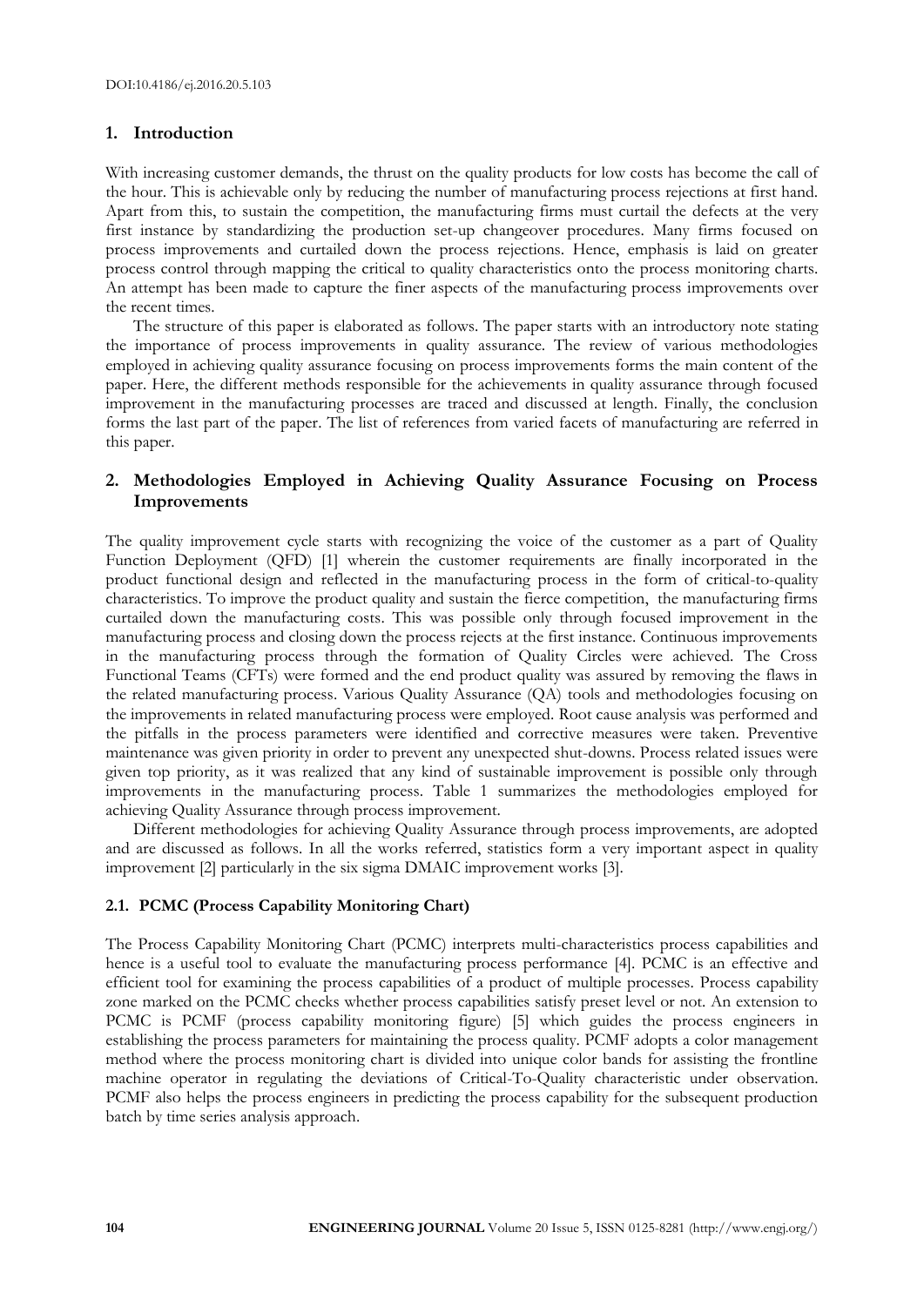DOI:10.4186/ej.2016.20.5.103

## 1. Introduction

With increasing customer demands, the thrust on the quality products for low costs has become the call of the hour. This is achievable only by reducing the number of manufacturing process rejections at first hand. Apart from this, to sustain the competition, the manufacturing firms must curtail the defects at the very first instance by standardizing the production set-up changeover procedures. Many firms focused on process improvements and curtailed down the process rejections. Hence, emphasis is laid on greater process control through mapping the critical to quality characteristics onto the process monitoring charts. An attempt has been made to capture the finer aspects of the manufacturing process improvements over the recent times.

The structure of this paper is elaborated as follows. The paper starts with an introductory note stating the importance of process improvements in quality assurance. The review of various methodologies employed in achieving quality assurance focusing on process improvements forms the main content of the paper. Here, the different methods responsible for the achievements in quality assurance through focused improvement in the manufacturing processes are traced and discussed at length. Finally, the conclusion forms the last part of the paper. The list of references from varied facets of manufacturing are referred in this paper.

## 2. Methodologies Employed in Achieving Quality Assurance Focusing on Process Improvements

The quality improvement cycle starts with recognizing the voice of the customer as a part of Quality Function Deployment (QFD) [1] wherein the customer requirements are finally incorporated in the product functional design and reflected in the manufacturing process in the form of critical-to-quality characteristics. To improve the product quality and sustain the fierce competition, the manufacturing firms curtailed down the manufacturing costs. This was possible only through focused improvement in the manufacturing process and closing down the process rejects at the first instance. Continuous improvements in the manufacturing process through the formation of Quality Circles were achieved. The Cross Functional Teams (CFTs) were formed and the end product quality was assured by removing the flaws in the related manufacturing process. Various Quality Assurance (QA) tools and methodologies focusing on the improvements in related manufacturing process were employed. Root cause analysis was performed and the pitfalls in the process parameters were identified and corrective measures were taken. Preventive maintenance was given priority in order to prevent any unexpected shut-downs. Process related issues were given top priority, as it was realized that any kind of sustainable improvement is possible only through improvements in the manufacturing process. Table 1 summarizes the methodologies employed for achieving Quality Assurance through process improvement.

Different methodologies for achieving Quality Assurance through process improvements, are adopted and are discussed as follows. In all the works referred, statistics form a very important aspect in quality improvement [2] particularly in the six sigma DMAIC improvement works [3].

### 2.1. PCMC (Process Capability Monitoring Chart)

The Process Capability Monitoring Chart (PCMC) interprets multi-characteristics process capabilities and hence is a useful tool to evaluate the manufacturing process performance [4]. PCMC is an effective and efficient tool for examining the process capabilities of a product of multiple processes. Process capability zone marked on the PCMC checks whether process capabilities satisfy preset level or not. An extension to PCMC is PCMF (process capability monitoring figure) [5] which guides the process engineers in establishing the process parameters for maintaining the process quality. PCMF adopts a color management method where the process monitoring chart is divided into unique color bands for assisting the frontline machine operator in regulating the deviations of Critical-To-Quality characteristic under observation. PCMF also helps the process engineers in predicting the process capability for the subsequent production batch by time series analysis approach.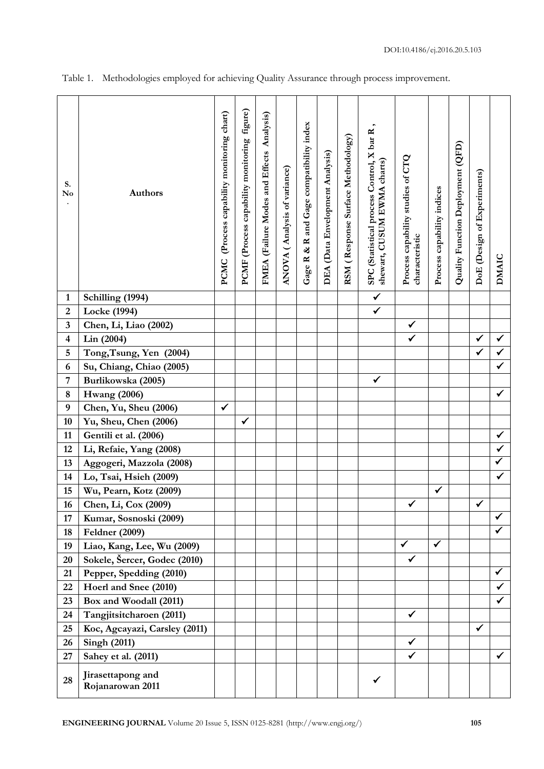Table 1. Methodologies employed for achieving Quality Assurance through process improvement.

| S. No. | Authors | PCMC (Process capability monitoring chart) | PCMF (Process capability monitoring figure) | FMEA (Failure Modes and Effects Analysis) | ANOVA ( Analysis of variance) | Gage R & R and Gage compatibility index | DEA (Data Envelopment Analysis) | RSM ( Response Surface Methodology) | SPC (Statistical process Control, X bar R , shewart, CUSUM EWMA charts) | Process capability studies of CTQ characteristic | Process capability indices | Quality Function Deployment (QFD) | DoE (Design of Experiments) | DMAIC |
|---|---|---|---|---|---|---|---|---|---|---|---|---|---|---|
| 1 | Schilling (1994) | | | | | | | | ✓ | | | | | |
| 2 | Locke (1994) | | | | | | | | ✓ | | | | | |
| 3 | Chen, Li, Liao (2002) | | | | | | | | | ✓ | | | | |
| 4 | Lin (2004) | | | | | | | | | ✓ | | | ✓ | ✓ |
| 5 | Tong,Tsung, Yen (2004) | | | | | | | | | | | | ✓ | ✓ |
| 6 | Su, Chiang, Chiao (2005) | | | | | | | | | | | | | ✓ |
| 7 | Burlikowska (2005) | | | | | | | | ✓ | | | | | |
| 8 | Hwang (2006) | | | | | | | | | | | | | ✓ |
| 9 | Chen, Yu, Sheu (2006) | ✓ | | | | | | | | | | | | |
| 10 | Yu, Sheu, Chen (2006) | | ✓ | | | | | | | | | | | |
| 11 | Gentili et al. (2006) | | | | | | | | | | | | | ✓ |
| 12 | Li, Refaie, Yang (2008) | | | | | | | | | | | | | ✓ |
| 13 | Aggogeri, Mazzola (2008) | | | | | | | | | | | | | ✓ |
| 14 | Lo, Tsai, Hsieh (2009) | | | | | | | | | | | | | ✓ |
| 15 | Wu, Pearn, Kotz (2009) | | | | | | | | | | ✓ | | | |
| 16 | Chen, Li, Cox (2009) | | | | | | | | | ✓ | | | ✓ | |
| 17 | Kumar, Sosnoski (2009) | | | | | | | | | | | | | ✓ |
| 18 | Feldner (2009) | | | | | | | | | | | | | ✓ |
| 19 | Liao, Kang, Lee, Wu (2009) | | | | | | | | | ✓ | ✓ | | | |
| 20 | Sokele, Šercer, Godec (2010) | | | | | | | | | ✓ | | | | |
| 21 | Pepper, Spedding (2010) | | | | | | | | | | | | | ✓ |
| 22 | Hoerl and Snee (2010) | | | | | | | | | | | | | ✓ |
| 23 | Box and Woodall (2011) | | | | | | | | | | | | | ✓ |
| 24 | Tangjitsitcharoen (2011) | | | | | | | | | ✓ | | | | |
| 25 | Koc, Agcayazi, Carsley (2011) | | | | | | | | | | | | ✓ | |
| 26 | Singh (2011) | | | | | | | | | ✓ | | | | |
| 27 | Sahey et al. (2011) | | | | | | | | | ✓ | | | | ✓ |
| 28 | Jirasettapong and Rojanarowan 2011 | | | | | | | | ✓ | | | | | |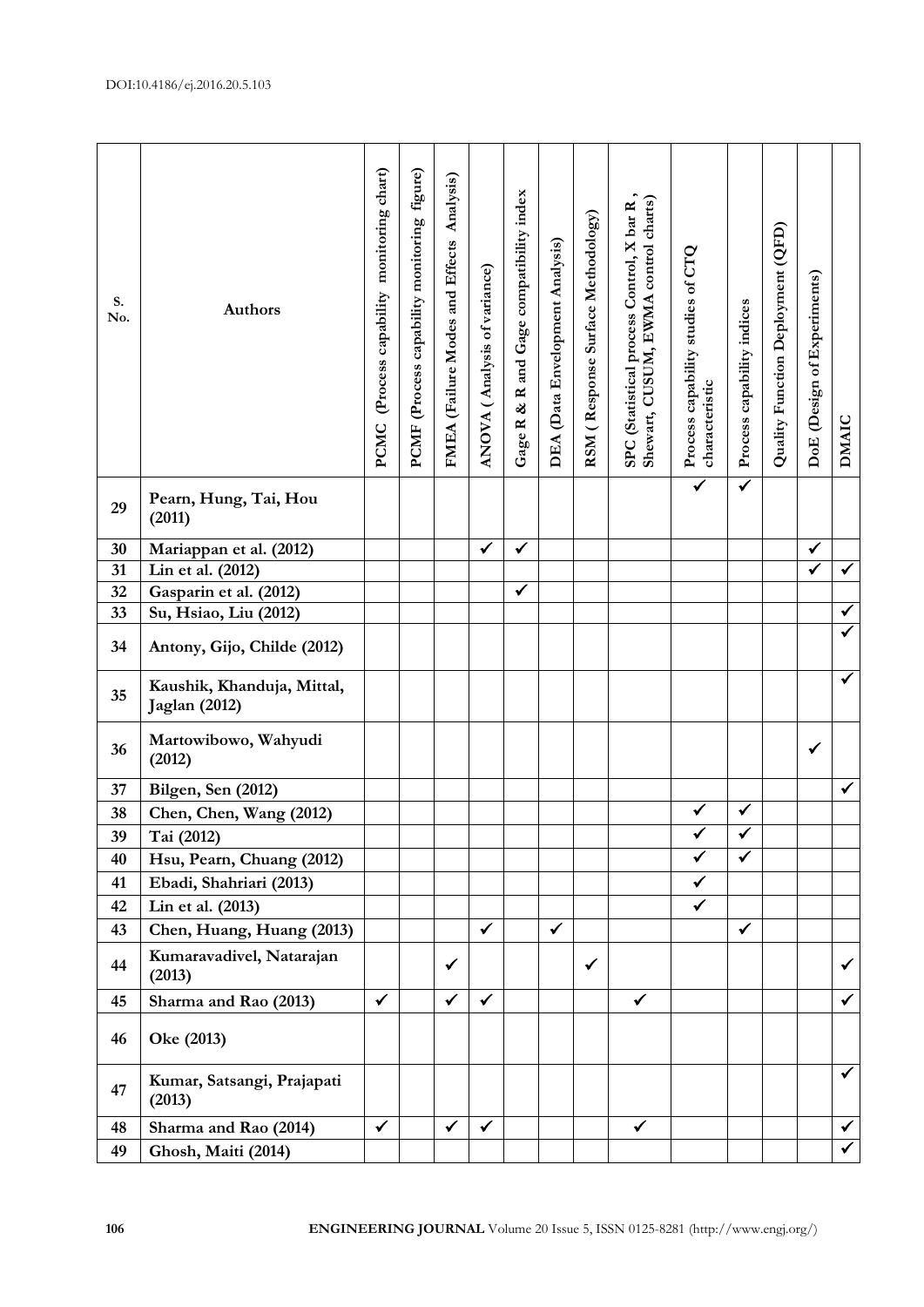| S. No. | Authors | PCMC (Process capability monitoring chart) | PCMF (Process capability monitoring figure) | FMEA (Failure Modes and Effects Analysis) | ANOVA ( Analysis of variance) | Gage R & R and Gage compatibility index | DEA (Data Envelopment Analysis) | RSM ( Response Surface Methodology) | SPC (Statistical process Control, X bar R , Shewart, CUSUM, EWMA control charts) | Process capability studies of CTQ characteristic | Process capability indices | Quality Function Deployment (QFD) | DoE (Design of Experiments) | DMAIC |
|---|---|---|---|---|---|---|---|---|---|---|---|---|---|---|
| 29 | Pearn, Hung, Tai, Hou (2011) | | | | | | | | | ✓ | ✓ | | | |
| 30 | Mariappan et al. (2012) | | | | ✓ | ✓ | | | | | | | ✓ | |
| 31 | Lin et al. (2012) | | | | | | | | | | | | ✓ | ✓ |
| 32 | Gasparin et al. (2012) | | | | | ✓ | | | | | | | | |
| 33 | Su, Hsiao, Liu (2012) | | | | | | | | | | | | | ✓ |
| 34 | Antony, Gijo, Childe (2012) | | | | | | | | | | | | | ✓ |
| 35 | Kaushik, Khanduja, Mittal, Jaglan (2012) | | | | | | | | | | | | | ✓ |
| 36 | Martowibowo, Wahyudi (2012) | | | | | | | | | | | | ✓ | |
| 37 | Bilgen, Sen (2012) | | | | | | | | | | | | | ✓ |
| 38 | Chen, Chen, Wang (2012) | | | | | | | | | ✓ | ✓ | | | |
| 39 | Tai (2012) | | | | | | | | | ✓ | ✓ | | | |
| 40 | Hsu, Pearn, Chuang (2012) | | | | | | | | | ✓ | ✓ | | | |
| 41 | Ebadi, Shahriari (2013) | | | | | | | | | ✓ | | | | |
| 42 | Lin et al. (2013) | | | | | | | | | ✓ | | | | |
| 43 | Chen, Huang, Huang (2013) | | | | ✓ | | ✓ | | | | ✓ | | | |
| 44 | Kumaravadivel, Natarajan (2013) | | | ✓ | | | | ✓ | | | | | | ✓ |
| 45 | Sharma and Rao (2013) | ✓ | | ✓ | ✓ | | | | ✓ | | | | | ✓ |
| 46 | Oke (2013) | | | | | | | | | | | | | |
| 47 | Kumar, Satsangi, Prajapati (2013) | | | | | | | | | | | | | ✓ |
| 48 | Sharma and Rao (2014) | ✓ | | ✓ | ✓ | | | | ✓ | | | | | ✓ |
| 49 | Ghosh, Maiti (2014) | | | | | | | | | | | | | ✓ |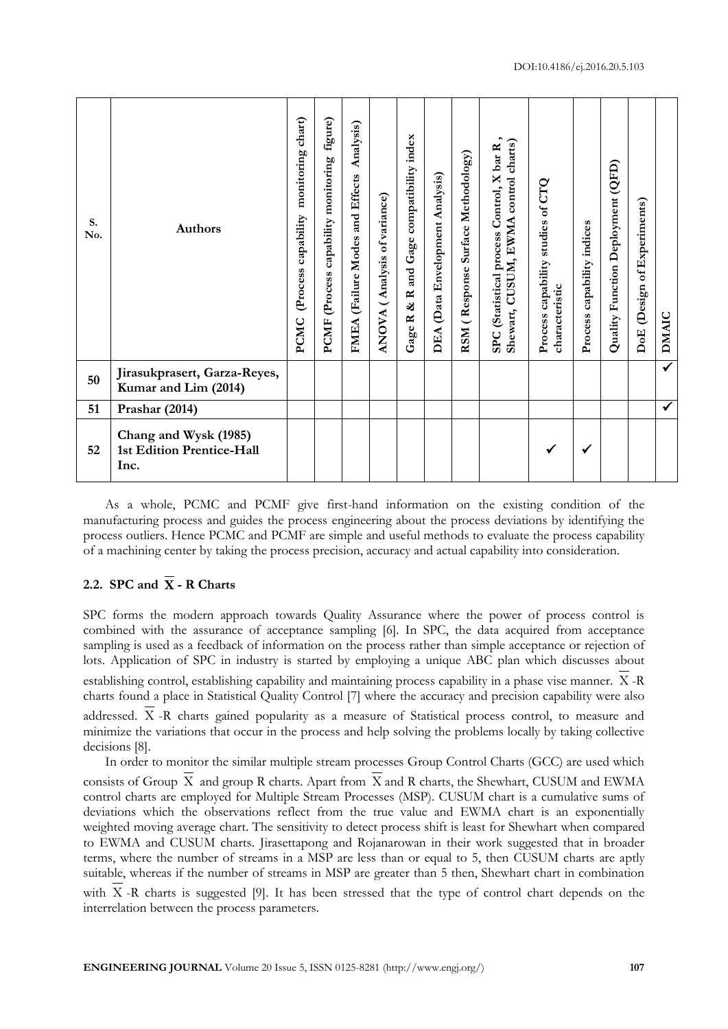| S. No. | Authors | PCMC (Process capability monitoring chart) | PCMF (Process capability monitoring figure) | FMEA (Failure Modes and Effects Analysis) | ANOVA ( Analysis of variance) | Gage R & R and Gage compatibility index | DEA (Data Envelopment Analysis) | RSM ( Response Surface Methodology) | SPC (Statistical process Control, X bar R , Shewart, CUSUM, EWMA control charts) | Process capability studies of CTQ characteristic | Process capability indices | Quality Function Deployment (QFD) | DoE (Design of Experiments) | DMAIC |
|---|---|---|---|---|---|---|---|---|---|---|---|---|---|---|
| 50 | Jirasukprasert, Garza-Reyes, Kumar and Lim (2014) | | | | | | | | | | | | | ✓ |
| 51 | Prashar (2014) | | | | | | | | | | | | | ✓ |
| 52 | Chang and Wysk (1985) 1st Edition Prentice-Hall Inc. | | | | | | | | | ✓ | ✓ | | | |

As a whole, PCMC and PCMF give first-hand information on the existing condition of the manufacturing process and guides the process engineering about the process deviations by identifying the process outliers. Hence PCMC and PCMF are simple and useful methods to evaluate the process capability of a machining center by taking the process precision, accuracy and actual capability into consideration.

## 2.2. SPC and $\overline{X}$ - R Charts

SPC forms the modern approach towards Quality Assurance where the power of process control is combined with the assurance of acceptance sampling [6]. In SPC, the data acquired from acceptance sampling is used as a feedback of information on the process rather than simple acceptance or rejection of lots. Application of SPC in industry is started by employing a unique ABC plan which discusses about establishing control, establishing capability and maintaining process capability in a phase vise manner. $\overline{X}$ -R charts found a place in Statistical Quality Control [7] where the accuracy and precision capability were also addressed. $\overline{X}$ -R charts gained popularity as a measure of Statistical process control, to measure and minimize the variations that occur in the process and help solving the problems locally by taking collective decisions [8].

In order to monitor the similar multiple stream processes Group Control Charts (GCC) are used which consists of Group $\overline{X}$ and group R charts. Apart from $\overline{X}$ and R charts, the Shewhart, CUSUM and EWMA control charts are employed for Multiple Stream Processes (MSP). CUSUM chart is a cumulative sums of deviations which the observations reflect from the true value and EWMA chart is an exponentially weighted moving average chart. The sensitivity to detect process shift is least for Shewhart when compared to EWMA and CUSUM charts. Jirasettapong and Rojanarowan in their work suggested that in broader terms, where the number of streams in a MSP are less than or equal to 5, then CUSUM charts are aptly suitable, whereas if the number of streams in MSP are greater than 5 then, Shewhart chart in combination with $\overline{X}$ -R charts is suggested [9]. It has been stressed that the type of control chart depends on the interrelation between the process parameters.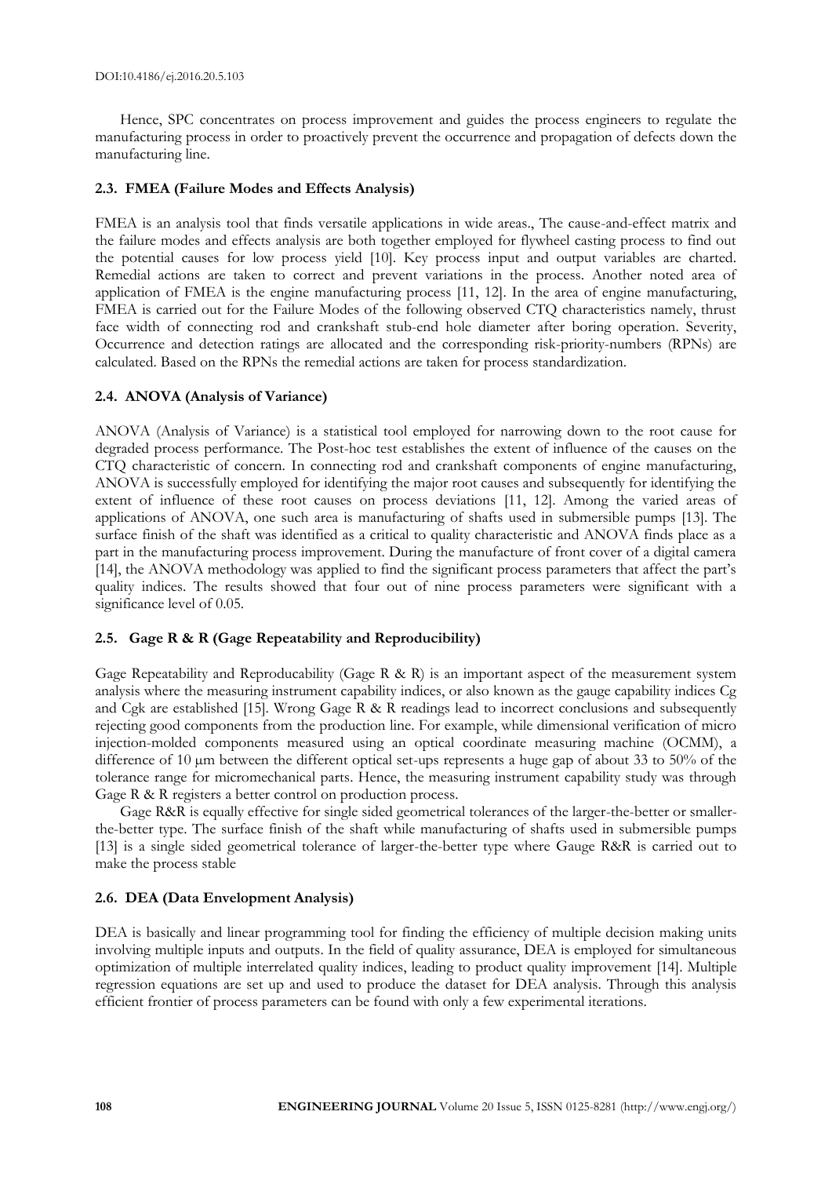Hence, SPC concentrates on process improvement and guides the process engineers to regulate the manufacturing process in order to proactively prevent the occurrence and propagation of defects down the manufacturing line.

### 2.3. FMEA (Failure Modes and Effects Analysis)

FMEA is an analysis tool that finds versatile applications in wide areas., The cause-and-effect matrix and the failure modes and effects analysis are both together employed for flywheel casting process to find out the potential causes for low process yield [10]. Key process input and output variables are charted. Remedial actions are taken to correct and prevent variations in the process. Another noted area of application of FMEA is the engine manufacturing process [11, 12]. In the area of engine manufacturing, FMEA is carried out for the Failure Modes of the following observed CTQ characteristics namely, thrust face width of connecting rod and crankshaft stub-end hole diameter after boring operation. Severity, Occurrence and detection ratings are allocated and the corresponding risk-priority-numbers (RPNs) are calculated. Based on the RPNs the remedial actions are taken for process standardization.

### 2.4. ANOVA (Analysis of Variance)

ANOVA (Analysis of Variance) is a statistical tool employed for narrowing down to the root cause for degraded process performance. The Post-hoc test establishes the extent of influence of the causes on the CTQ characteristic of concern. In connecting rod and crankshaft components of engine manufacturing, ANOVA is successfully employed for identifying the major root causes and subsequently for identifying the extent of influence of these root causes on process deviations [11, 12]. Among the varied areas of applications of ANOVA, one such area is manufacturing of shafts used in submersible pumps [13]. The surface finish of the shaft was identified as a critical to quality characteristic and ANOVA finds place as a part in the manufacturing process improvement. During the manufacture of front cover of a digital camera [14], the ANOVA methodology was applied to find the significant process parameters that affect the part's quality indices. The results showed that four out of nine process parameters were significant with a significance level of 0.05.

### 2.5. Gage R & R (Gage Repeatability and Reproducibility)

Gage Repeatability and Reproducability (Gage R & R) is an important aspect of the measurement system analysis where the measuring instrument capability indices, or also known as the gauge capability indices Cg and Cgk are established [15]. Wrong Gage R & R readings lead to incorrect conclusions and subsequently rejecting good components from the production line. For example, while dimensional verification of micro injection-molded components measured using an optical coordinate measuring machine (OCMM), a difference of 10 μm between the different optical set-ups represents a huge gap of about 33 to 50% of the tolerance range for micromechanical parts. Hence, the measuring instrument capability study was through Gage R & R registers a better control on production process.

Gage R&R is equally effective for single sided geometrical tolerances of the larger-the-better or smaller-the-better type. The surface finish of the shaft while manufacturing of shafts used in submersible pumps [13] is a single sided geometrical tolerance of larger-the-better type where Gauge R&R is carried out to make the process stable

### 2.6. DEA (Data Envelopment Analysis)

DEA is basically and linear programming tool for finding the efficiency of multiple decision making units involving multiple inputs and outputs. In the field of quality assurance, DEA is employed for simultaneous optimization of multiple interrelated quality indices, leading to product quality improvement [14]. Multiple regression equations are set up and used to produce the dataset for DEA analysis. Through this analysis efficient frontier of process parameters can be found with only a few experimental iterations.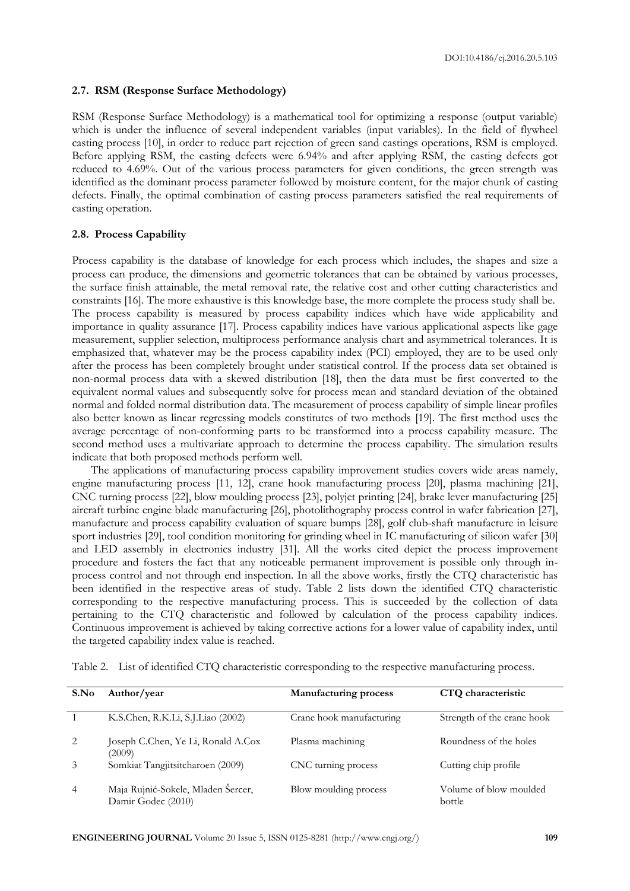### 2.7. RSM (Response Surface Methodology)

RSM (Response Surface Methodology) is a mathematical tool for optimizing a response (output variable) which is under the influence of several independent variables (input variables). In the field of flywheel casting process [10], in order to reduce part rejection of green sand castings operations, RSM is employed. Before applying RSM, the casting defects were 6.94% and after applying RSM, the casting defects got reduced to 4.69%. Out of the various process parameters for given conditions, the green strength was identified as the dominant process parameter followed by moisture content, for the major chunk of casting defects. Finally, the optimal combination of casting process parameters satisfied the real requirements of casting operation.

### 2.8. Process Capability

Process capability is the database of knowledge for each process which includes, the shapes and size a process can produce, the dimensions and geometric tolerances that can be obtained by various processes, the surface finish attainable, the metal removal rate, the relative cost and other cutting characteristics and constraints [16]. The more exhaustive is this knowledge base, the more complete the process study shall be. The process capability is measured by process capability indices which have wide applicability and importance in quality assurance [17]. Process capability indices have various applicational aspects like gage measurement, supplier selection, multiprocess performance analysis chart and asymmetrical tolerances. It is emphasized that, whatever may be the process capability index (PCI) employed, they are to be used only after the process has been completely brought under statistical control. If the process data set obtained is non-normal process data with a skewed distribution [18], then the data must be first converted to the equivalent normal values and subsequently solve for process mean and standard deviation of the obtained normal and folded normal distribution data. The measurement of process capability of simple linear profiles also better known as linear regressing models constitutes of two methods [19]. The first method uses the average percentage of non-conforming parts to be transformed into a process capability measure. The second method uses a multivariate approach to determine the process capability. The simulation results indicate that both proposed methods perform well.

The applications of manufacturing process capability improvement studies covers wide areas namely, engine manufacturing process [11, 12], crane hook manufacturing process [20], plasma machining [21], CNC turning process [22], blow moulding process [23], polyjet printing [24], brake lever manufacturing [25] aircraft turbine engine blade manufacturing [26], photolithography process control in wafer fabrication [27], manufacture and process capability evaluation of square bumps [28], golf club-shaft manufacture in leisure sport industries [29], tool condition monitoring for grinding wheel in IC manufacturing of silicon wafer [30] and LED assembly in electronics industry [31]. All the works cited depict the process improvement procedure and fosters the fact that any noticeable permanent improvement is possible only through in-process control and not through end inspection. In all the above works, firstly the CTQ characteristic has been identified in the respective areas of study. Table 2 lists down the identified CTQ characteristic corresponding to the respective manufacturing process. This is succeeded by the collection of data pertaining to the CTQ characteristic and followed by calculation of the process capability indices. Continuous improvement is achieved by taking corrective actions for a lower value of capability index, until the targeted capability index value is reached.

Table 2. List of identified CTQ characteristic corresponding to the respective manufacturing process.

| S.No | Author/year | Manufacturing process | CTQ characteristic |
|---|---|---|---|
| 1 | K.S.Chen, R.K.Li, S.J.Liao (2002) | Crane hook manufacturing | Strength of the crane hook |
| 2 | Joseph C.Chen, Ye Li, Ronald A.Cox (2009) | Plasma machining | Roundness of the holes |
| 3 | Somkiat Tangjitsitcharoen (2009) | CNC turning process | Cutting chip profile |
| 4 | Maja Rujnić-Sokele, Mladen Šercer, Damir Godec (2010) | Blow moulding process | Volume of blow moulded bottle |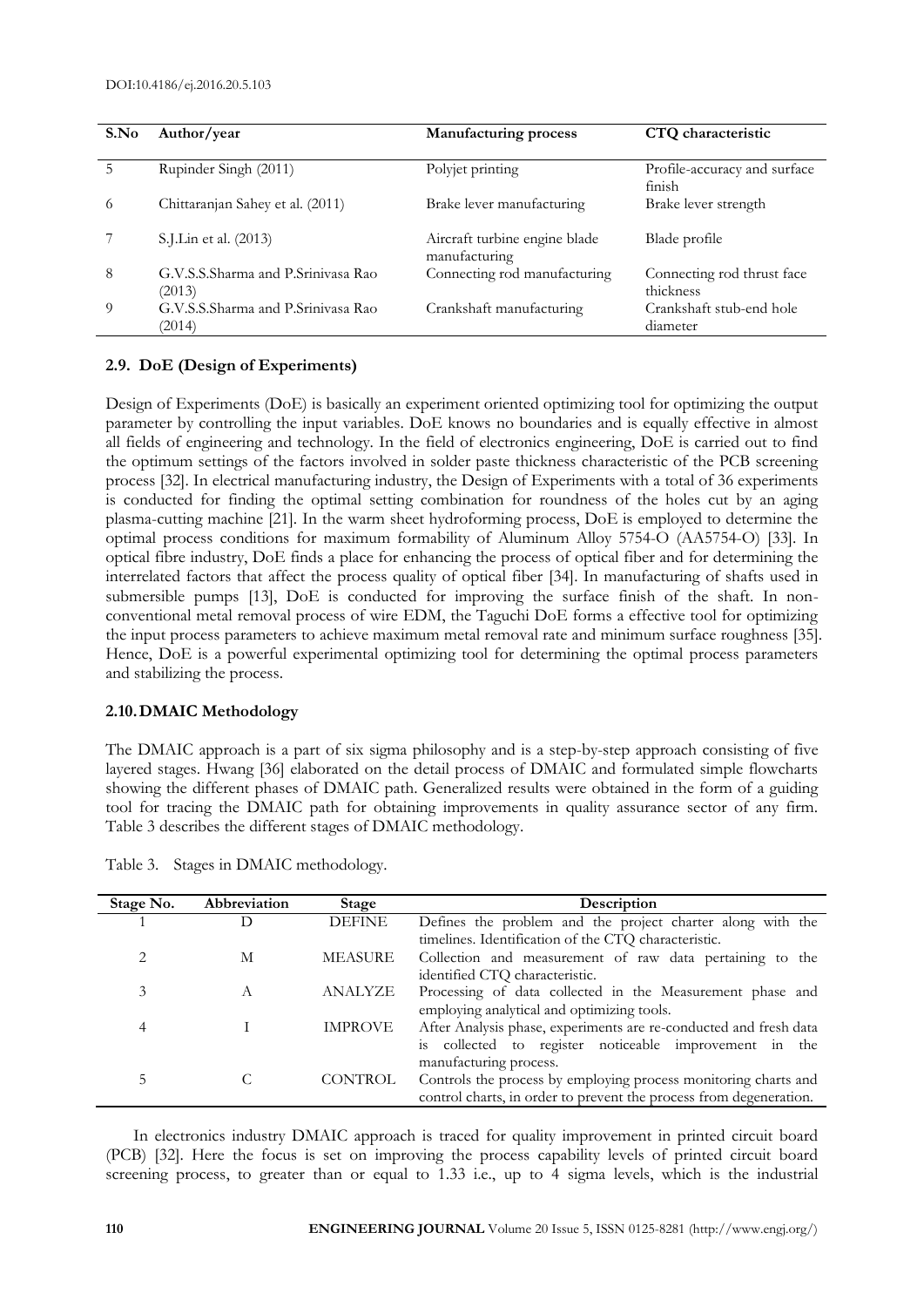| S.No | Author/year | Manufacturing process | CTQ characteristic |
|---|---|---|---|
| 5 | Rupinder Singh (2011) | Polyjet printing | Profile-accuracy and surface finish |
| 6 | Chittaranjan Sahey et al. (2011) | Brake lever manufacturing | Brake lever strength |
| 7 | S.J.Lin et al. (2013) | Aircraft turbine engine blade manufacturing | Blade profile |
| 8 | G.V.S.S.Sharma and P.Srinivasa Rao (2013) | Connecting rod manufacturing | Connecting rod thrust face thickness |
| 9 | G.V.S.S.Sharma and P.Srinivasa Rao (2014) | Crankshaft manufacturing | Crankshaft stub-end hole diameter |

### 2.9. DoE (Design of Experiments)

Design of Experiments (DoE) is basically an experiment oriented optimizing tool for optimizing the output parameter by controlling the input variables. DoE knows no boundaries and is equally effective in almost all fields of engineering and technology. In the field of electronics engineering, DoE is carried out to find the optimum settings of the factors involved in solder paste thickness characteristic of the PCB screening process [32]. In electrical manufacturing industry, the Design of Experiments with a total of 36 experiments is conducted for finding the optimal setting combination for roundness of the holes cut by an aging plasma-cutting machine [21]. In the warm sheet hydroforming process, DoE is employed to determine the optimal process conditions for maximum formability of Aluminum Alloy 5754-O (AA5754-O) [33]. In optical fibre industry, DoE finds a place for enhancing the process of optical fiber and for determining the interrelated factors that affect the process quality of optical fiber [34]. In manufacturing of shafts used in submersible pumps [13], DoE is conducted for improving the surface finish of the shaft. In non-conventional metal removal process of wire EDM, the Taguchi DoE forms a effective tool for optimizing the input process parameters to achieve maximum metal removal rate and minimum surface roughness [35]. Hence, DoE is a powerful experimental optimizing tool for determining the optimal process parameters and stabilizing the process.

### 2.10. DMAIC Methodology

The DMAIC approach is a part of six sigma philosophy and is a step-by-step approach consisting of five layered stages. Hwang [36] elaborated on the detail process of DMAIC and formulated simple flowcharts showing the different phases of DMAIC path. Generalized results were obtained in the form of a guiding tool for tracing the DMAIC path for obtaining improvements in quality assurance sector of any firm. Table 3 describes the different stages of DMAIC methodology.

Table 3. Stages in DMAIC methodology.

| Stage No. | Abbreviation | Stage | Description |
|---|---|---|---|
| 1 | D | DEFINE | Defines the problem and the project charter along with the timelines. Identification of the CTQ characteristic. |
| 2 | M | MEASURE | Collection and measurement of raw data pertaining to the identified CTQ characteristic. |
| 3 | A | ANALYZE | Processing of data collected in the Measurement phase and employing analytical and optimizing tools. |
| 4 | I | IMPROVE | After Analysis phase, experiments are re-conducted and fresh data is collected to register noticeable improvement in the manufacturing process. |
| 5 | C | CONTROL | Controls the process by employing process monitoring charts and control charts, in order to prevent the process from degeneration. |

In electronics industry DMAIC approach is traced for quality improvement in printed circuit board (PCB) [32]. Here the focus is set on improving the process capability levels of printed circuit board screening process, to greater than or equal to 1.33 i.e., up to 4 sigma levels, which is the industrial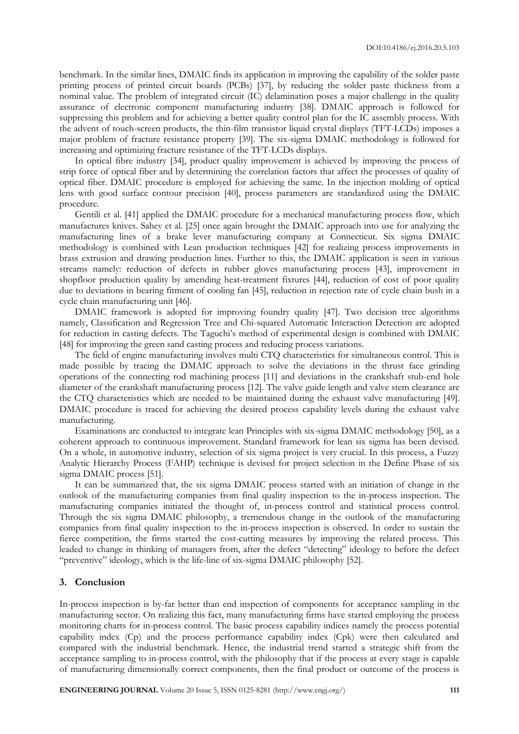benchmark. In the similar lines, DMAIC finds its application in improving the capability of the solder paste printing process of printed circuit boards (PCBs) [37], by reducing the solder paste thickness from a nominal value. The problem of integrated circuit (IC) delamination poses a major challenge in the quality assurance of electronic component manufacturing industry [38]. DMAIC approach is followed for suppressing this problem and for achieving a better quality control plan for the IC assembly process. With the advent of touch-screen products, the thin-film transistor liquid crystal displays (TFT-LCDs) imposes a major problem of fracture resistance property [39]. The six-sigma DMAIC methodology is followed for increasing and optimizing fracture resistance of the TFT-LCDs displays.

In optical fibre industry [34], product quality improvement is achieved by improving the process of strip force of optical fiber and by determining the correlation factors that affect the processes of quality of optical fiber. DMAIC procedure is employed for achieving the same. In the injection molding of optical lens with good surface contour precision [40], process parameters are standardized using the DMAIC procedure.

Gentili et al. [41] applied the DMAIC procedure for a mechanical manufacturing process flow, which manufactures knives. Sahey et al. [25] once again brought the DMAIC approach into use for analyzing the manufacturing lines of a brake lever manufacturing company at Connecticut. Six sigma DMAIC methodology is combined with Lean production techniques [42] for realizing process improvements in brass extrusion and drawing production lines. Further to this, the DMAIC application is seen in various streams namely: reduction of defects in rubber gloves manufacturing process [43], improvement in shopfloor production quality by amending heat-treatment fixtures [44], reduction of cost of poor quality due to deviations in bearing fitment of cooling fan [45], reduction in rejection rate of cycle chain bush in a cycle chain manufacturing unit [46].

DMAIC framework is adopted for improving foundry quality [47]. Two decision tree algorithms namely, Classification and Regression Tree and Chi-squared Automatic Interaction Detection are adopted for reduction in casting defects. The Taguchi's method of experimental design is combined with DMAIC [48] for improving the green sand casting process and reducing process variations.

The field of engine manufacturing involves multi CTQ characteristics for simultaneous control. This is made possible by tracing the DMAIC approach to solve the deviations in the thrust face grinding operations of the connecting rod machining process [11] and deviations in the crankshaft stub-end hole diameter of the crankshaft manufacturing process [12]. The valve guide length and valve stem clearance are the CTQ characteristics which are needed to be maintained during the exhaust valve manufacturing [49]. DMAIC procedure is traced for achieving the desired process capability levels during the exhaust valve manufacturing.

Examinations are conducted to integrate lean Principles with six-sigma DMAIC methodology [50], as a coherent approach to continuous improvement. Standard framework for lean six sigma has been devised. On a whole, in automotive industry, selection of six sigma project is very crucial. In this process, a Fuzzy Analytic Hierarchy Process (FAHP) technique is devised for project selection in the Define Phase of six sigma DMAIC process [51].

It can be summarized that, the six sigma DMAIC process started with an initiation of change in the outlook of the manufacturing companies from final quality inspection to the in-process inspection. The manufacturing companies initiated the thought of, in-process control and statistical process control. Through the six sigma DMAIC philosophy, a tremendous change in the outlook of the manufacturing companies from final quality inspection to the in-process inspection is observed. In order to sustain the fierce competition, the firms started the cost-cutting measures by improving the related process. This leaded to change in thinking of managers from, after the defect "detecting" ideology to before the defect "preventive" ideology, which is the life-line of six-sigma DMAIC philosophy [52].

## 3. Conclusion

In-process inspection is by-far better than end inspection of components for acceptance sampling in the manufacturing sector. On realizing this fact, many manufacturing firms have started employing the process monitoring charts for in-process control. The basic process capability indices namely the process potential capability index (Cp) and the process performance capability index (Cpk) were then calculated and compared with the industrial benchmark. Hence, the industrial trend started a strategic shift from the acceptance sampling to in-process control, with the philosophy that if the process at every stage is capable of manufacturing dimensionally correct components, then the final product or outcome of the process is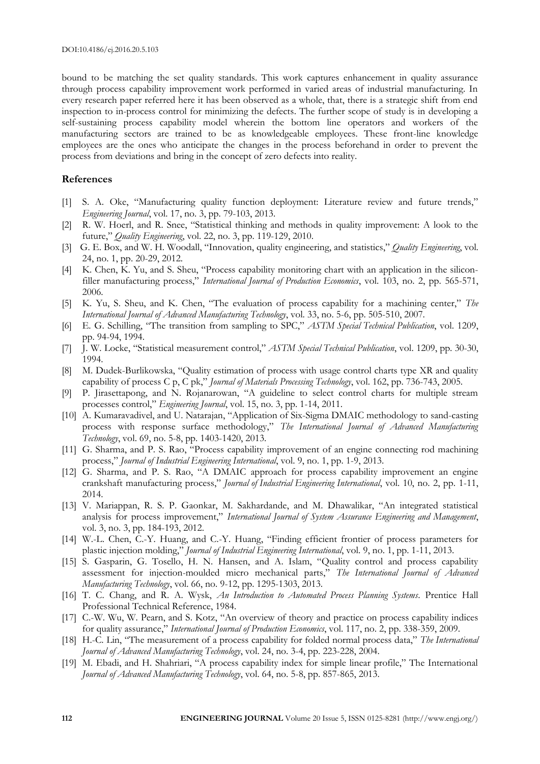bound to be matching the set quality standards. This work captures enhancement in quality assurance through process capability improvement work performed in varied areas of industrial manufacturing. In every research paper referred here it has been observed as a whole, that, there is a strategic shift from end inspection to in-process control for minimizing the defects. The further scope of study is in developing a self-sustaining process capability model wherein the bottom line operators and workers of the manufacturing sectors are trained to be as knowledgeable employees. These front-line knowledge employees are the ones who anticipate the changes in the process beforehand in order to prevent the process from deviations and bring in the concept of zero defects into reality.

## References

[1] S. A. Oke, "Manufacturing quality function deployment: Literature review and future trends," *Engineering Journal*, vol. 17, no. 3, pp. 79-103, 2013.

[2] R. W. Hoerl, and R. Snee, "Statistical thinking and methods in quality improvement: A look to the future," *Quality Engineering*, vol. 22, no. 3, pp. 119-129, 2010.

[3] G. E. Box, and W. H. Woodall, "Innovation, quality engineering, and statistics," *Quality Engineering*, vol. 24, no. 1, pp. 20-29, 2012.

[4] K. Chen, K. Yu, and S. Sheu, "Process capability monitoring chart with an application in the silicon-filler manufacturing process," *International Journal of Production Economics*, vol. 103, no. 2, pp. 565-571, 2006.

[5] K. Yu, S. Sheu, and K. Chen, "The evaluation of process capability for a machining center," *The International Journal of Advanced Manufacturing Technology*, vol. 33, no. 5-6, pp. 505-510, 2007.

[6] E. G. Schilling, "The transition from sampling to SPC," *ASTM Special Technical Publication*, vol. 1209, pp. 94-94, 1994.

[7] J. W. Locke, "Statistical measurement control," *ASTM Special Technical Publication*, vol. 1209, pp. 30-30, 1994.

[8] M. Dudek-Burlikowska, "Quality estimation of process with usage control charts type XR and quality capability of process C p, C pk," *Journal of Materials Processing Technology*, vol. 162, pp. 736-743, 2005.

[9] P. Jirasettapong, and N. Rojanarowan, "A guideline to select control charts for multiple stream processes control," *Engineering Journal*, vol. 15, no. 3, pp. 1-14, 2011.

[10] A. Kumaravadivel, and U. Natarajan, "Application of Six-Sigma DMAIC methodology to sand-casting process with response surface methodology," *The International Journal of Advanced Manufacturing Technology*, vol. 69, no. 5-8, pp. 1403-1420, 2013.

[11] G. Sharma, and P. S. Rao, "Process capability improvement of an engine connecting rod machining process," *Journal of Industrial Engineering International*, vol. 9, no. 1, pp. 1-9, 2013.

[12] G. Sharma, and P. S. Rao, "A DMAIC approach for process capability improvement an engine crankshaft manufacturing process," *Journal of Industrial Engineering International*, vol. 10, no. 2, pp. 1-11, 2014.

[13] V. Mariappan, R. S. P. Gaonkar, M. Sakhardande, and M. Dhawalikar, "An integrated statistical analysis for process improvement," *International Journal of System Assurance Engineering and Management*, vol. 3, no. 3, pp. 184-193, 2012.

[14] W.-L. Chen, C.-Y. Huang, and C.-Y. Huang, "Finding efficient frontier of process parameters for plastic injection molding," *Journal of Industrial Engineering International*, vol. 9, no. 1, pp. 1-11, 2013.

[15] S. Gasparin, G. Tosello, H. N. Hansen, and A. Islam, "Quality control and process capability assessment for injection-moulded micro mechanical parts," *The International Journal of Advanced Manufacturing Technology*, vol. 66, no. 9-12, pp. 1295-1303, 2013.

[16] T. C. Chang, and R. A. Wysk, *An Introduction to Automated Process Planning Systems*. Prentice Hall Professional Technical Reference, 1984.

[17] C.-W. Wu, W. Pearn, and S. Kotz, "An overview of theory and practice on process capability indices for quality assurance," *International Journal of Production Economics*, vol. 117, no. 2, pp. 338-359, 2009.

[18] H.-C. Lin, "The measurement of a process capability for folded normal process data," *The International Journal of Advanced Manufacturing Technology*, vol. 24, no. 3-4, pp. 223-228, 2004.

[19] M. Ebadi, and H. Shahriari, "A process capability index for simple linear profile," The International *Journal of Advanced Manufacturing Technology*, vol. 64, no. 5-8, pp. 857-865, 2013.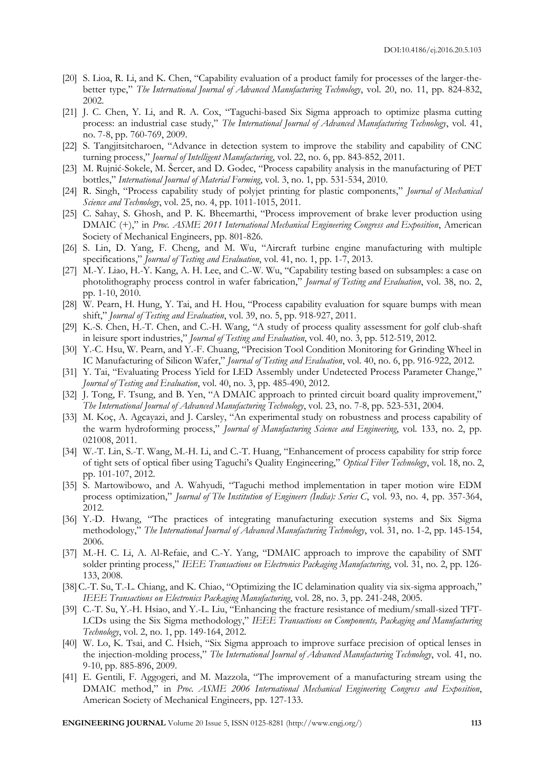[20] S. Lioa, R. Li, and K. Chen, "Capability evaluation of a product family for processes of the larger-the-better type," *The International Journal of Advanced Manufacturing Technology*, vol. 20, no. 11, pp. 824-832, 2002.

[21] J. C. Chen, Y. Li, and R. A. Cox, "Taguchi-based Six Sigma approach to optimize plasma cutting process: an industrial case study," *The International Journal of Advanced Manufacturing Technology*, vol. 41, no. 7-8, pp. 760-769, 2009.

[22] S. Tangjitsitcharoen, "Advance in detection system to improve the stability and capability of CNC turning process," *Journal of Intelligent Manufacturing*, vol. 22, no. 6, pp. 843-852, 2011.

[23] M. Rujnić-Sokele, M. Šercer, and D. Godec, "Process capability analysis in the manufacturing of PET bottles," *International Journal of Material Forming*, vol. 3, no. 1, pp. 531-534, 2010.

[24] R. Singh, "Process capability study of polyjet printing for plastic components," *Journal of Mechanical Science and Technology*, vol. 25, no. 4, pp. 1011-1015, 2011.

[25] C. Sahay, S. Ghosh, and P. K. Bheemarthi, "Process improvement of brake lever production using DMAIC (+)," in *Proc. ASME 2011 International Mechanical Engineering Congress and Exposition*, American Society of Mechanical Engineers, pp. 801-826.

[26] S. Lin, D. Yang, F. Cheng, and M. Wu, "Aircraft turbine engine manufacturing with multiple specifications," *Journal of Testing and Evaluation*, vol. 41, no. 1, pp. 1-7, 2013.

[27] M.-Y. Liao, H.-Y. Kang, A. H. Lee, and C.-W. Wu, "Capability testing based on subsamples: a case on photolithography process control in wafer fabrication," *Journal of Testing and Evaluation*, vol. 38, no. 2, pp. 1-10, 2010.

[28] W. Pearn, H. Hung, Y. Tai, and H. Hou, "Process capability evaluation for square bumps with mean shift," *Journal of Testing and Evaluation*, vol. 39, no. 5, pp. 918-927, 2011.

[29] K.-S. Chen, H.-T. Chen, and C.-H. Wang, "A study of process quality assessment for golf club-shaft in leisure sport industries," *Journal of Testing and Evaluation*, vol. 40, no. 3, pp. 512-519, 2012.

[30] Y.-C. Hsu, W. Pearn, and Y.-F. Chuang, "Precision Tool Condition Monitoring for Grinding Wheel in IC Manufacturing of Silicon Wafer," *Journal of Testing and Evaluation*, vol. 40, no. 6, pp. 916-922, 2012.

[31] Y. Tai, "Evaluating Process Yield for LED Assembly under Undetected Process Parameter Change," *Journal of Testing and Evaluation*, vol. 40, no. 3, pp. 485-490, 2012.

[32] J. Tong, F. Tsung, and B. Yen, "A DMAIC approach to printed circuit board quality improvement," *The International Journal of Advanced Manufacturing Technology*, vol. 23, no. 7-8, pp. 523-531, 2004.

[33] M. Koç, A. Agcayazi, and J. Carsley, "An experimental study on robustness and process capability of the warm hydroforming process," *Journal of Manufacturing Science and Engineering*, vol. 133, no. 2, pp. 021008, 2011.

[34] W.-T. Lin, S.-T. Wang, M.-H. Li, and C.-T. Huang, "Enhancement of process capability for strip force of tight sets of optical fiber using Taguchi's Quality Engineering," *Optical Fiber Technology*, vol. 18, no. 2, pp. 101-107, 2012.

[35] S. Martowibowo, and A. Wahyudi, "Taguchi method implementation in taper motion wire EDM process optimization," *Journal of The Institution of Engineers (India): Series C*, vol. 93, no. 4, pp. 357-364, 2012.

[36] Y.-D. Hwang, "The practices of integrating manufacturing execution systems and Six Sigma methodology," *The International Journal of Advanced Manufacturing Technology*, vol. 31, no. 1-2, pp. 145-154, 2006.

[37] M.-H. C. Li, A. Al-Refaie, and C.-Y. Yang, "DMAIC approach to improve the capability of SMT solder printing process," *IEEE Transactions on Electronics Packaging Manufacturing*, vol. 31, no. 2, pp. 126-133, 2008.

[38] C.-T. Su, T.-L. Chiang, and K. Chiao, "Optimizing the IC delamination quality via six-sigma approach," *IEEE Transactions on Electronics Packaging Manufacturing*, vol. 28, no. 3, pp. 241-248, 2005.

[39] C.-T. Su, Y.-H. Hsiao, and Y.-L. Liu, "Enhancing the fracture resistance of medium/small-sized TFT-LCDs using the Six Sigma methodology," *IEEE Transactions on Components, Packaging and Manufacturing Technology*, vol. 2, no. 1, pp. 149-164, 2012.

[40] W. Lo, K. Tsai, and C. Hsieh, "Six Sigma approach to improve surface precision of optical lenses in the injection-molding process," *The International Journal of Advanced Manufacturing Technology*, vol. 41, no. 9-10, pp. 885-896, 2009.

[41] E. Gentili, F. Aggogeri, and M. Mazzola, "The improvement of a manufacturing stream using the DMAIC method," in *Proc. ASME 2006 International Mechanical Engineering Congress and Exposition*, American Society of Mechanical Engineers, pp. 127-133.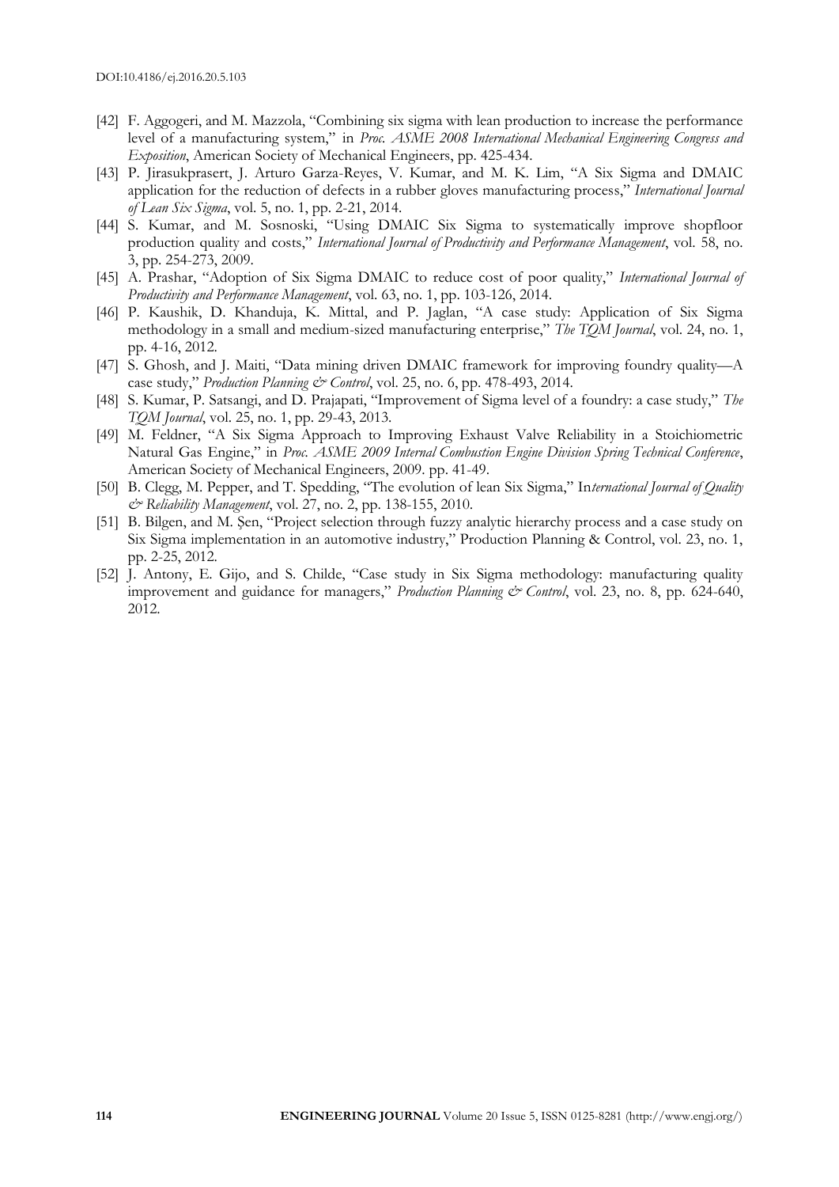[42] F. Aggogeri, and M. Mazzola, "Combining six sigma with lean production to increase the performance level of a manufacturing system," in *Proc. ASME 2008 International Mechanical Engineering Congress and Exposition*, American Society of Mechanical Engineers, pp. 425-434.

[43] P. Jirasukprasert, J. Arturo Garza-Reyes, V. Kumar, and M. K. Lim, "A Six Sigma and DMAIC application for the reduction of defects in a rubber gloves manufacturing process," *International Journal of Lean Six Sigma*, vol. 5, no. 1, pp. 2-21, 2014.

[44] S. Kumar, and M. Sosnoski, "Using DMAIC Six Sigma to systematically improve shopfloor production quality and costs," *International Journal of Productivity and Performance Management*, vol. 58, no. 3, pp. 254-273, 2009.

[45] A. Prashar, "Adoption of Six Sigma DMAIC to reduce cost of poor quality," *International Journal of Productivity and Performance Management*, vol. 63, no. 1, pp. 103-126, 2014.

[46] P. Kaushik, D. Khanduja, K. Mittal, and P. Jaglan, "A case study: Application of Six Sigma methodology in a small and medium-sized manufacturing enterprise," *The TQM Journal*, vol. 24, no. 1, pp. 4-16, 2012.

[47] S. Ghosh, and J. Maiti, "Data mining driven DMAIC framework for improving foundry quality—A case study," *Production Planning & Control*, vol. 25, no. 6, pp. 478-493, 2014.

[48] S. Kumar, P. Satsangi, and D. Prajapati, "Improvement of Sigma level of a foundry: a case study," *The TQM Journal*, vol. 25, no. 1, pp. 29-43, 2013.

[49] M. Feldner, "A Six Sigma Approach to Improving Exhaust Valve Reliability in a Stoichiometric Natural Gas Engine," in *Proc. ASME 2009 Internal Combustion Engine Division Spring Technical Conference*, American Society of Mechanical Engineers, 2009. pp. 41-49.

[50] B. Clegg, M. Pepper, and T. Spedding, "The evolution of lean Six Sigma," In*ternational Journal of Quality & Reliability Management*, vol. 27, no. 2, pp. 138-155, 2010.

[51] B. Bilgen, and M. Şen, "Project selection through fuzzy analytic hierarchy process and a case study on Six Sigma implementation in an automotive industry," Production Planning & Control, vol. 23, no. 1, pp. 2-25, 2012.

[52] J. Antony, E. Gijo, and S. Childe, "Case study in Six Sigma methodology: manufacturing quality improvement and guidance for managers," *Production Planning & Control*, vol. 23, no. 8, pp. 624-640, 2012.